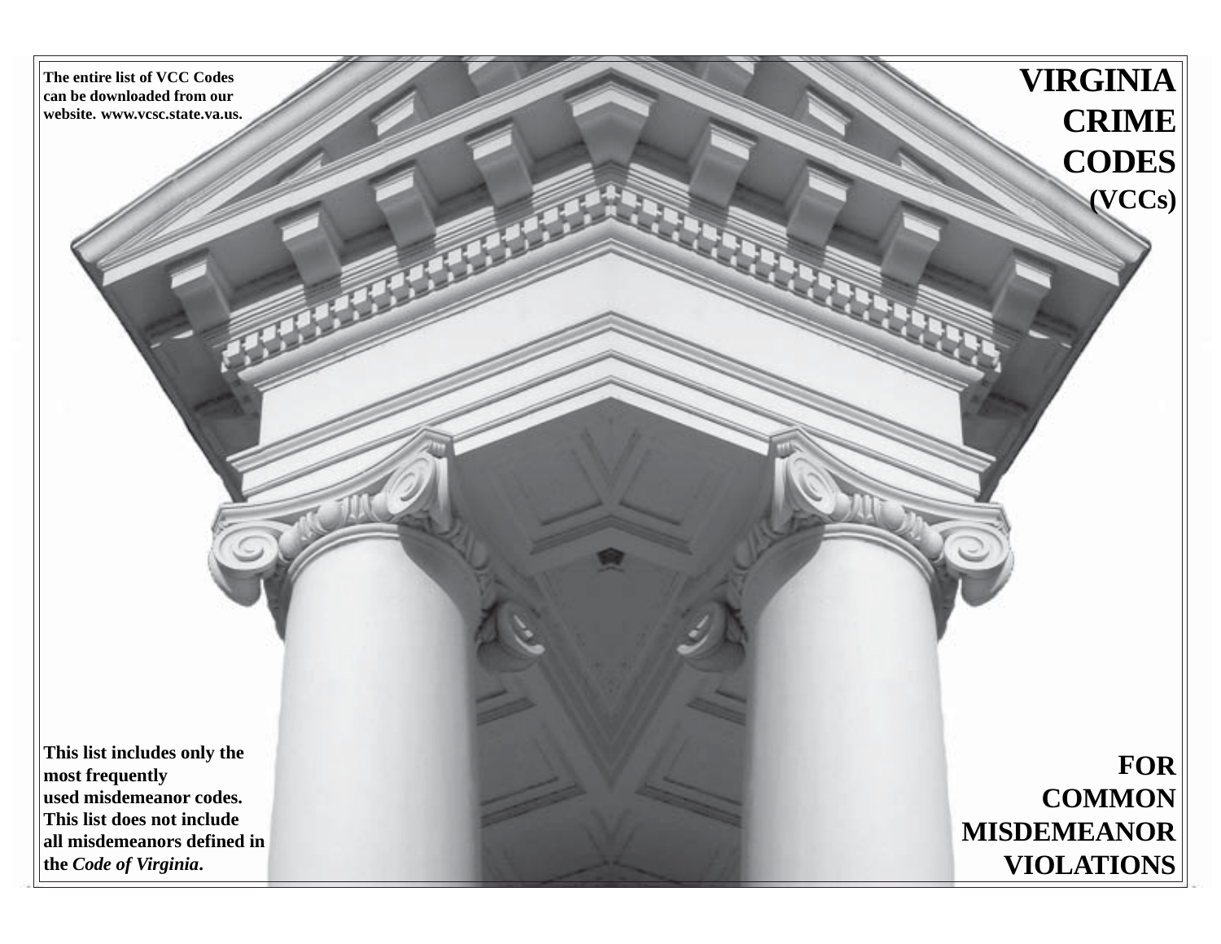# VIRGINIA CRIME CODES (VCCs)

## FOR COMMON MISDEMEANOR VIOLATIONS

**The entire list of VCC Codes can be downloaded from our website. www.vcsc.state.va.us.**

**This list includes only the most frequently used misdemeanor codes. This list does not include all misdemeanors defined in the *Code of Virginia*.**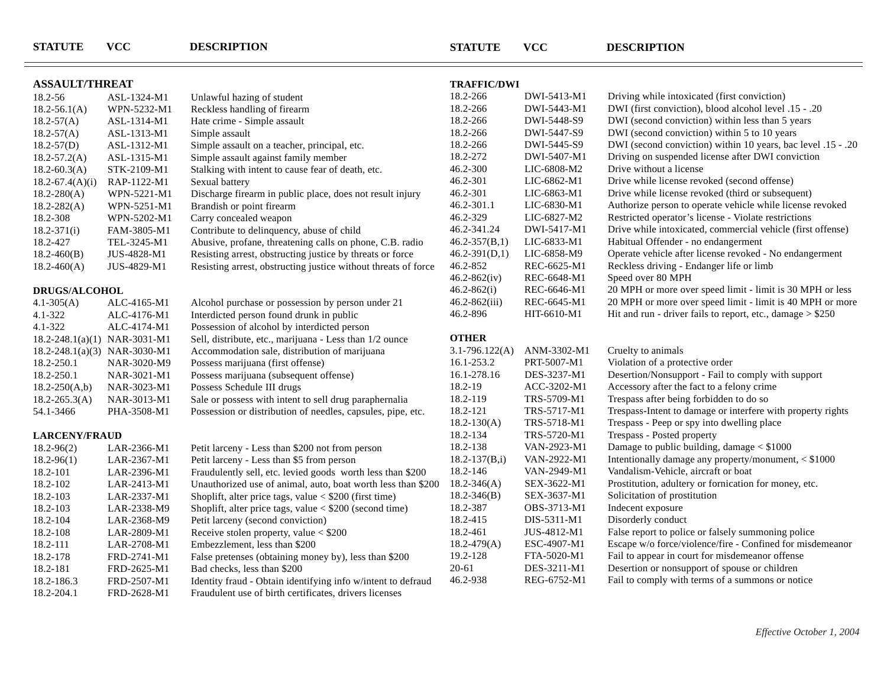| STATUTE | VCC | DESCRIPTION |
|---|---|---|
| **ASSAULT/THREAT** | | |
| 18.2-56 | ASL-1324-M1 | Unlawful hazing of student |
| 18.2-56.1(A) | WPN-5232-M1 | Reckless handling of firearm |
| 18.2-57(A) | ASL-1314-M1 | Hate crime - Simple assault |
| 18.2-57(A) | ASL-1313-M1 | Simple assault |
| 18.2-57(D) | ASL-1312-M1 | Simple assault on a teacher, principal, etc. |
| 18.2-57.2(A) | ASL-1315-M1 | Simple assault against family member |
| 18.2-60.3(A) | STK-2109-M1 | Stalking with intent to cause fear of death, etc. |
| 18.2-67.4(A)(i) | RAP-1122-M1 | Sexual battery |
| 18.2-280(A) | WPN-5221-M1 | Discharge firearm in public place, does not result injury |
| 18.2-282(A) | WPN-5251-M1 | Brandish or point firearm |
| 18.2-308 | WPN-5202-M1 | Carry concealed weapon |
| 18.2-371(i) | FAM-3805-M1 | Contribute to delinquency, abuse of child |
| 18.2-427 | TEL-3245-M1 | Abusive, profane, threatening calls on phone, C.B. radio |
| 18.2-460(B) | JUS-4828-M1 | Resisting arrest, obstructing justice by threats or force |
| 18.2-460(A) | JUS-4829-M1 | Resisting arrest, obstructing justice without threats of force |
| **DRUGS/ALCOHOL** | | |
| 4.1-305(A) | ALC-4165-M1 | Alcohol purchase or possession by person under 21 |
| 4.1-322 | ALC-4176-M1 | Interdicted person found drunk in public |
| 4.1-322 | ALC-4174-M1 | Possession of alcohol by interdicted person |
| 18.2-248.1(a)(1) | NAR-3031-M1 | Sell, distribute, etc., marijuana - Less than 1/2 ounce |
| 18.2-248.1(a)(3) | NAR-3030-M1 | Accommodation sale, distribution of marijuana |
| 18.2-250.1 | NAR-3020-M9 | Possess marijuana (first offense) |
| 18.2-250.1 | NAR-3021-M1 | Possess marijuana (subsequent offense) |
| 18.2-250(A,b) | NAR-3023-M1 | Possess Schedule III drugs |
| 18.2-265.3(A) | NAR-3013-M1 | Sale or possess with intent to sell drug paraphernalia |
| 54.1-3466 | PHA-3508-M1 | Possession or distribution of needles, capsules, pipe, etc. |
| **LARCENY/FRAUD** | | |
| 18.2-96(2) | LAR-2366-M1 | Petit larceny - Less than $200 not from person |
| 18.2-96(1) | LAR-2367-M1 | Petit larceny - Less than $5 from person |
| 18.2-101 | LAR-2396-M1 | Fraudulently sell, etc. levied goods worth less than $200 |
| 18.2-102 | LAR-2413-M1 | Unauthorized use of animal, auto, boat worth less than $200 |
| 18.2-103 | LAR-2337-M1 | Shoplift, alter price tags, value < $200 (first time) |
| 18.2-103 | LAR-2338-M9 | Shoplift, alter price tags, value < $200 (second time) |
| 18.2-104 | LAR-2368-M9 | Petit larceny (second conviction) |
| 18.2-108 | LAR-2809-M1 | Receive stolen property, value < $200 |
| 18.2-111 | LAR-2708-M1 | Embezzlement, less than $200 |
| 18.2-178 | FRD-2741-M1 | False pretenses (obtaining money by), less than $200 |
| 18.2-181 | FRD-2625-M1 | Bad checks, less than $200 |
| 18.2-186.3 | FRD-2507-M1 | Identity fraud - Obtain identifying info w/intent to defraud |
| 18.2-204.1 | FRD-2628-M1 | Fraudulent use of birth certificates, drivers licenses |
| **TRAFFIC/DWI** | | |
| 18.2-266 | DWI-5413-M1 | Driving while intoxicated (first conviction) |
| 18.2-266 | DWI-5443-M1 | DWI (first conviction), blood alcohol level .15 - .20 |
| 18.2-266 | DWI-5448-S9 | DWI (second conviction) within less than 5 years |
| 18.2-266 | DWI-5447-S9 | DWI (second conviction) within 5 to 10 years |
| 18.2-266 | DWI-5445-S9 | DWI (second conviction) within 10 years, bac level .15 - .20 |
| 18.2-272 | DWI-5407-M1 | Driving on suspended license after DWI conviction |
| 46.2-300 | LIC-6808-M2 | Drive without a license |
| 46.2-301 | LIC-6862-M1 | Drive while license revoked (second offense) |
| 46.2-301 | LIC-6863-M1 | Drive while license revoked (third or subsequent) |
| 46.2-301.1 | LIC-6830-M1 | Authorize person to operate vehicle while license revoked |
| 46.2-329 | LIC-6827-M2 | Restricted operator's license - Violate restrictions |
| 46.2-341.24 | DWI-5417-M1 | Drive while intoxicated, commercial vehicle (first offense) |
| 46.2-357(B,1) | LIC-6833-M1 | Habitual Offender - no endangerment |
| 46.2-391(D,1) | LIC-6858-M9 | Operate vehicle after license revoked - No endangerment |
| 46.2-852 | REC-6625-M1 | Reckless driving - Endanger life or limb |
| 46.2-862(iv) | REC-6648-M1 | Speed over 80 MPH |
| 46.2-862(i) | REC-6646-M1 | 20 MPH or more over speed limit - limit is 30 MPH or less |
| 46.2-862(iii) | REC-6645-M1 | 20 MPH or more over speed limit - limit is 40 MPH or more |
| 46.2-896 | HIT-6610-M1 | Hit and run - driver fails to report, etc., damage > $250 |
| **OTHER** | | |
| 3.1-796.122(A) | ANM-3302-M1 | Cruelty to animals |
| 16.1-253.2 | PRT-5007-M1 | Violation of a protective order |
| 16.1-278.16 | DES-3237-M1 | Desertion/Nonsupport - Fail to comply with support |
| 18.2-19 | ACC-3202-M1 | Accessory after the fact to a felony crime |
| 18.2-119 | TRS-5709-M1 | Trespass after being forbidden to do so |
| 18.2-121 | TRS-5717-M1 | Trespass-Intent to damage or interfere with property rights |
| 18.2-130(A) | TRS-5718-M1 | Trespass - Peep or spy into dwelling place |
| 18.2-134 | TRS-5720-M1 | Trespass - Posted property |
| 18.2-138 | VAN-2923-M1 | Damage to public building, damage < $1000 |
| 18.2-137(B,i) | VAN-2922-M1 | Intentionally damage any property/monument, < $1000 |
| 18.2-146 | VAN-2949-M1 | Vandalism-Vehicle, aircraft or boat |
| 18.2-346(A) | SEX-3622-M1 | Prostitution, adultery or fornication for money, etc. |
| 18.2-346(B) | SEX-3637-M1 | Solicitation of prostitution |
| 18.2-387 | OBS-3713-M1 | Indecent exposure |
| 18.2-415 | DIS-5311-M1 | Disorderly conduct |
| 18.2-461 | JUS-4812-M1 | False report to police or falsely summoning police |
| 18.2-479(A) | ESC-4907-M1 | Escape w/o force/violence/fire - Confined for misdemeanor |
| 19.2-128 | FTA-5020-M1 | Fail to appear in court for misdemeanor offense |
| 20-61 | DES-3211-M1 | Desertion or nonsupport of spouse or children |
| 46.2-938 | REG-6752-M1 | Fail to comply with terms of a summons or notice |

*Effective October 1, 2004*